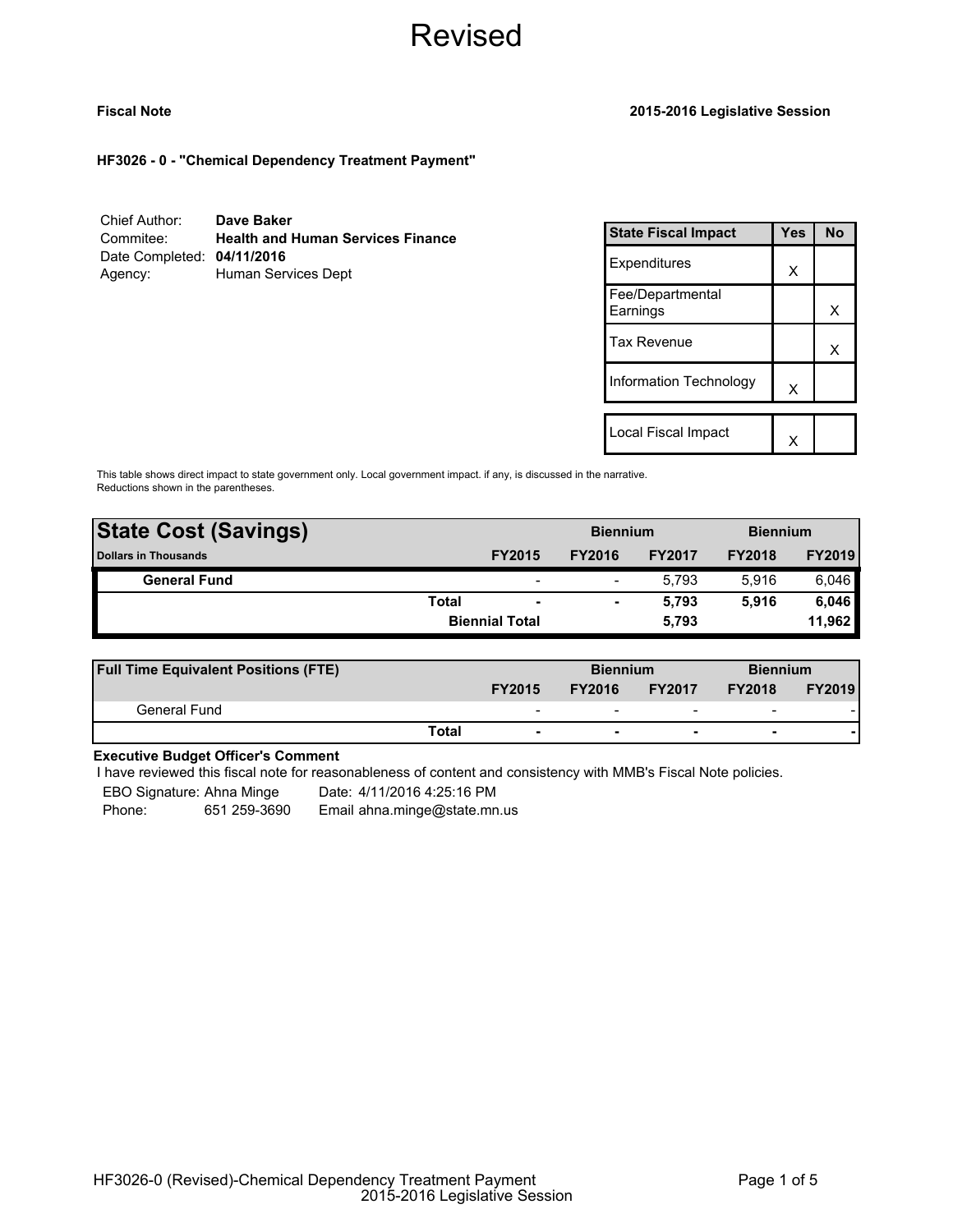# Revised

**Fiscal Note** **2015-2016 Legislative Session**

**HF3026 - 0 - "Chemical Dependency Treatment Payment"**

| | |
|---|---|
| Chief Author: | **Dave Baker** |
| Commitee: | **Health and Human Services Finance** |
| Date Completed: | **04/11/2016** |
| Agency: | Human Services Dept |

| State Fiscal Impact | Yes | No |
|---|---|---|
| Expenditures | X | |
| Fee/Departmental Earnings | | X |
| Tax Revenue | | X |
| Information Technology | X | |
| Local Fiscal Impact | X | |

This table shows direct impact to state government only. Local government impact. if any, is discussed in the narrative. Reductions shown in the parentheses.

| **State Cost (Savings)** | | | **Biennium** | | **Biennium** |
|---|---|---|---|---|---|
| **Dollars in Thousands** | **FY2015** | **FY2016** | **FY2017** | **FY2018** | **FY2019** |
| **General Fund** | - | - | 5,793 | 5,916 | 6,046 |
| **Total** | **-** | **-** | **5,793** | **5,916** | **6,046** |
| **Biennial Total** | | | **5,793** | | **11,962** |

| **Full Time Equivalent Positions (FTE)** | | | **Biennium** | | **Biennium** |
|---|---|---|---|---|---|
| | **FY2015** | **FY2016** | **FY2017** | **FY2018** | **FY2019** |
| General Fund | - | - | - | - | - |
| **Total** | **-** | **-** | **-** | **-** | **-** |

**Executive Budget Officer's Comment**

I have reviewed this fiscal note for reasonableness of content and consistency with MMB's Fiscal Note policies.

EBO Signature: Ahna Minge    Date: 4/11/2016 4:25:16 PM
Phone: 651 259-3690    Email ahna.minge@state.mn.us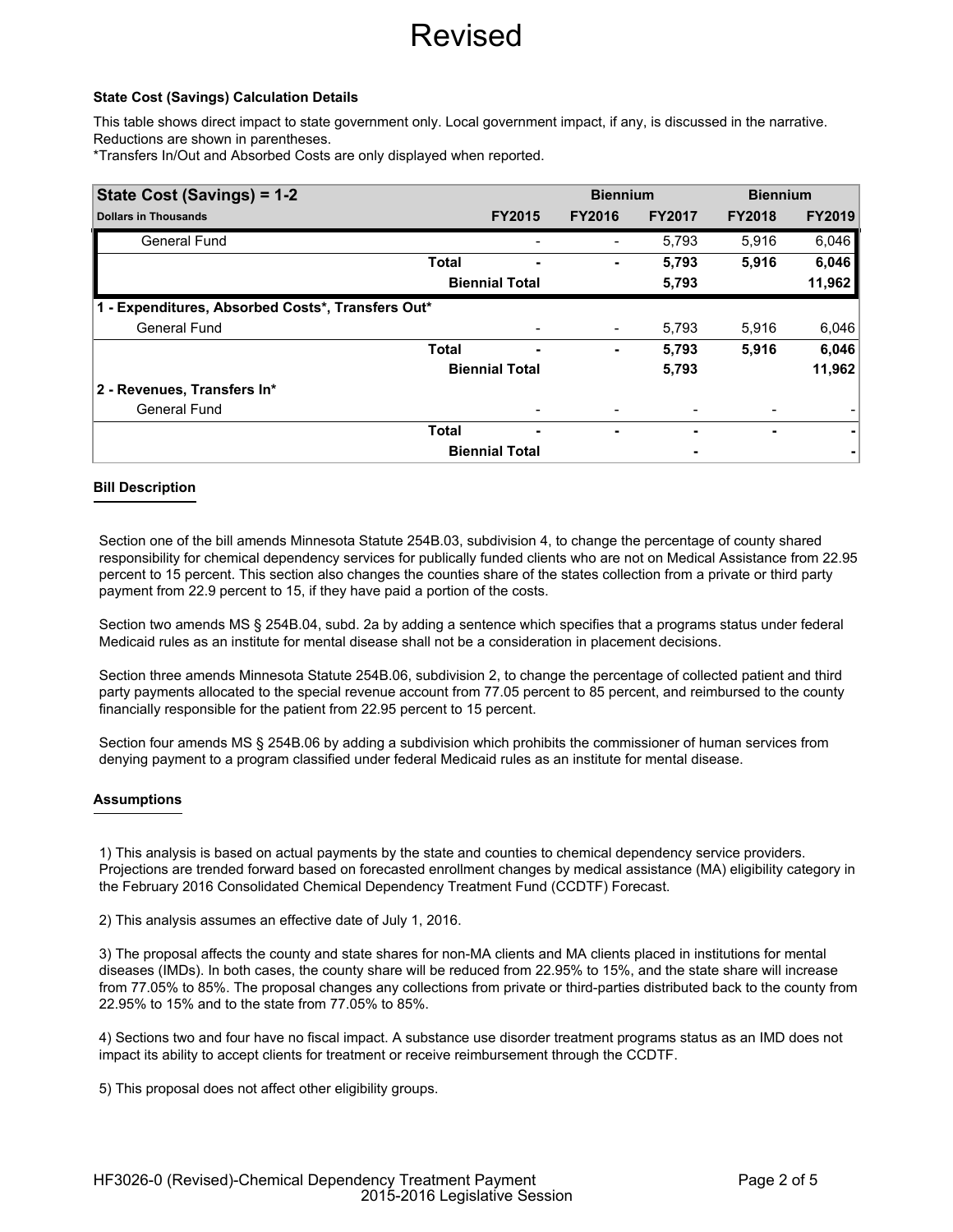# Revised

**State Cost (Savings) Calculation Details**

This table shows direct impact to state government only. Local government impact, if any, is discussed in the narrative. Reductions are shown in parentheses.

*Transfers In/Out and Absorbed Costs are only displayed when reported.

| **State Cost (Savings) = 1-2** | | | **Biennium** | | **Biennium** | |
|---|---|---|---|---|---|---|
| **Dollars in Thousands** | | **FY2015** | **FY2016** | **FY2017** | **FY2018** | **FY2019** |
| General Fund | | - | - | 5,793 | 5,916 | 6,046 |
| | **Total** | **-** | **-** | **5,793** | **5,916** | **6,046** |
| | **Biennial Total** | | | **5,793** | | **11,962** |
| **1 - Expenditures, Absorbed Costs*, Transfers Out*** | | | | | | |
| General Fund | | - | - | 5,793 | 5,916 | 6,046 |
| | **Total** | **-** | **-** | **5,793** | **5,916** | **6,046** |
| | **Biennial Total** | | | **5,793** | | **11,962** |
| **2 - Revenues, Transfers In*** | | | | | | |
| General Fund | | - | - | - | - | - |
| | **Total** | **-** | **-** | **-** | **-** | **-** |
| | **Biennial Total** | | | **-** | | **-** |

**Bill Description**

Section one of the bill amends Minnesota Statute 254B.03, subdivision 4, to change the percentage of county shared responsibility for chemical dependency services for publically funded clients who are not on Medical Assistance from 22.95 percent to 15 percent. This section also changes the counties share of the states collection from a private or third party payment from 22.9 percent to 15, if they have paid a portion of the costs.

Section two amends MS § 254B.04, subd. 2a by adding a sentence which specifies that a programs status under federal Medicaid rules as an institute for mental disease shall not be a consideration in placement decisions.

Section three amends Minnesota Statute 254B.06, subdivision 2, to change the percentage of collected patient and third party payments allocated to the special revenue account from 77.05 percent to 85 percent, and reimbursed to the county financially responsible for the patient from 22.95 percent to 15 percent.

Section four amends MS § 254B.06 by adding a subdivision which prohibits the commissioner of human services from denying payment to a program classified under federal Medicaid rules as an institute for mental disease.

**Assumptions**

1) This analysis is based on actual payments by the state and counties to chemical dependency service providers. Projections are trended forward based on forecasted enrollment changes by medical assistance (MA) eligibility category in the February 2016 Consolidated Chemical Dependency Treatment Fund (CCDTF) Forecast.

2) This analysis assumes an effective date of July 1, 2016.

3) The proposal affects the county and state shares for non-MA clients and MA clients placed in institutions for mental diseases (IMDs). In both cases, the county share will be reduced from 22.95% to 15%, and the state share will increase from 77.05% to 85%. The proposal changes any collections from private or third-parties distributed back to the county from 22.95% to 15% and to the state from 77.05% to 85%.

4) Sections two and four have no fiscal impact. A substance use disorder treatment programs status as an IMD does not impact its ability to accept clients for treatment or receive reimbursement through the CCDTF.

5) This proposal does not affect other eligibility groups.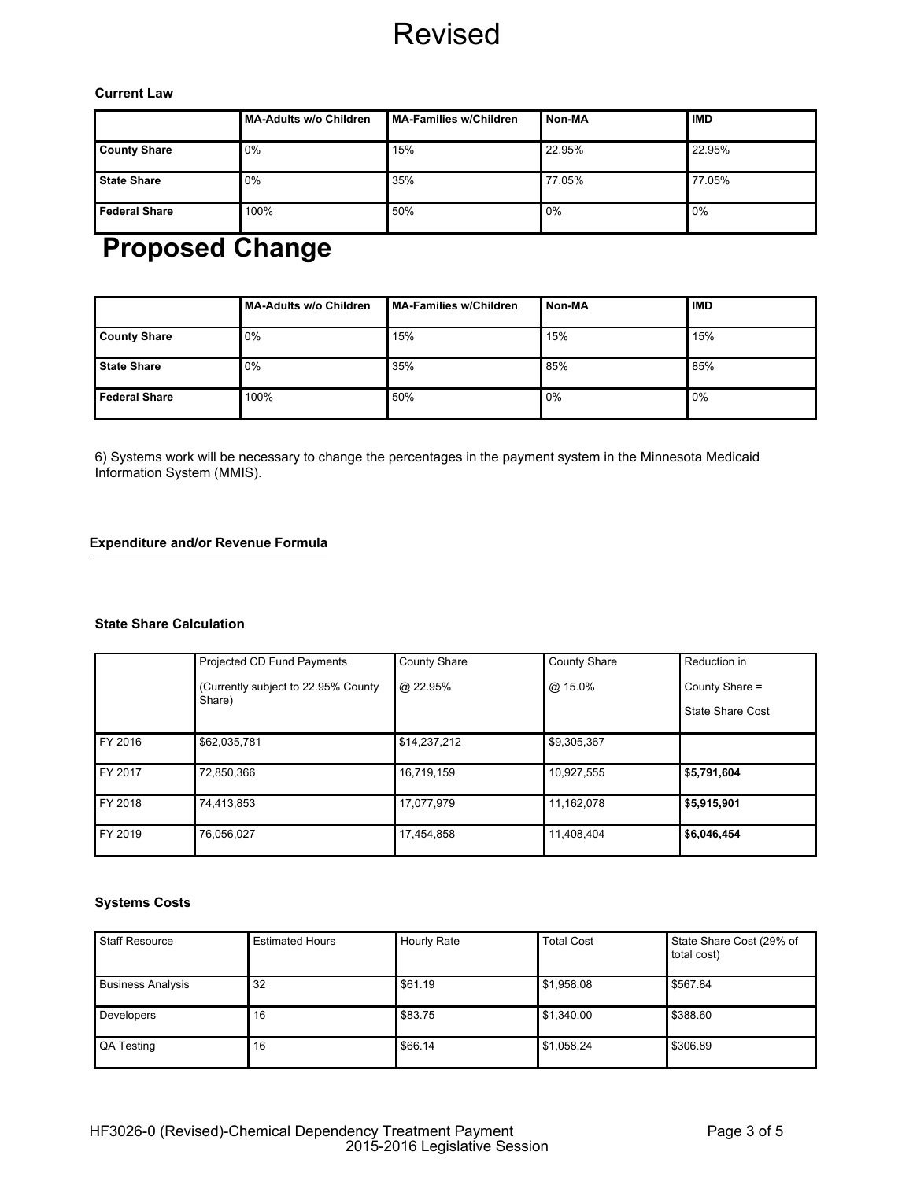# Revised

**Current Law**

| | MA-Adults w/o Children | MA-Families w/Children | Non-MA | IMD |
|---|---|---|---|---|
| **County Share** | 0% | 15% | 22.95% | 22.95% |
| **State Share** | 0% | 35% | 77.05% | 77.05% |
| **Federal Share** | 100% | 50% | 0% | 0% |

## Proposed Change

| | MA-Adults w/o Children | MA-Families w/Children | Non-MA | IMD |
|---|---|---|---|---|
| **County Share** | 0% | 15% | 15% | 15% |
| **State Share** | 0% | 35% | 85% | 85% |
| **Federal Share** | 100% | 50% | 0% | 0% |

6) Systems work will be necessary to change the percentages in the payment system in the Minnesota Medicaid Information System (MMIS).

**Expenditure and/or Revenue Formula**

**State Share Calculation**

| | Projected CD Fund Payments (Currently subject to 22.95% County Share) | County Share @ 22.95% | County Share @ 15.0% | Reduction in County Share = State Share Cost |
|---|---|---|---|---|
| FY 2016 | $62,035,781 | $14,237,212 | $9,305,367 | |
| FY 2017 | 72,850,366 | 16,719,159 | 10,927,555 | **$5,791,604** |
| FY 2018 | 74,413,853 | 17,077,979 | 11,162,078 | **$5,915,901** |
| FY 2019 | 76,056,027 | 17,454,858 | 11,408,404 | **$6,046,454** |

**Systems Costs**

| Staff Resource | Estimated Hours | Hourly Rate | Total Cost | State Share Cost (29% of total cost) |
|---|---|---|---|---|
| Business Analysis | 32 | $61.19 | $1,958.08 | $567.84 |
| Developers | 16 | $83.75 | $1,340.00 | $388.60 |
| QA Testing | 16 | $66.14 | $1,058.24 | $306.89 |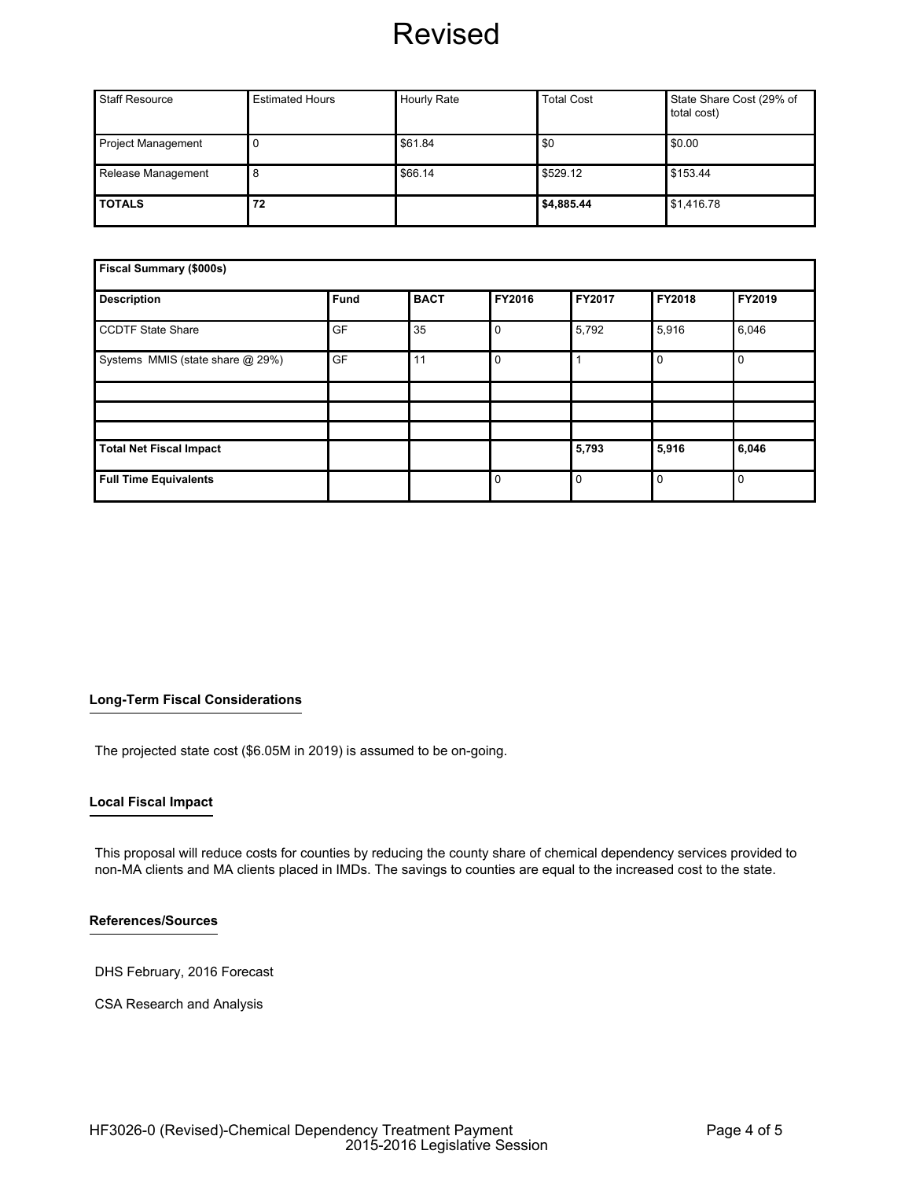# Revised

| Staff Resource | Estimated Hours | Hourly Rate | Total Cost | State Share Cost (29% of total cost) |
|---|---|---|---|---|
| Project Management | 0 | $61.84 | $0 | $0.00 |
| Release Management | 8 | $66.14 | $529.12 | $153.44 |
| **TOTALS** | **72** | | **$4,885.44** | $1,416.78 |

| **Fiscal Summary ($000s)** | | | | | | |
|---|---|---|---|---|---|---|
| **Description** | **Fund** | **BACT** | **FY2016** | **FY2017** | **FY2018** | **FY2019** |
| CCDTF State Share | GF | 35 | 0 | 5,792 | 5,916 | 6,046 |
| Systems MMIS (state share @ 29%) | GF | 11 | 0 | 1 | 0 | 0 |
| | | | | | | |
| | | | | | | |
| | | | | | | |
| **Total Net Fiscal Impact** | | | | **5,793** | **5,916** | **6,046** |
| **Full Time Equivalents** | | | 0 | 0 | 0 | 0 |

## Long-Term Fiscal Considerations

The projected state cost ($6.05M in 2019) is assumed to be on-going.

## Local Fiscal Impact

This proposal will reduce costs for counties by reducing the county share of chemical dependency services provided to non-MA clients and MA clients placed in IMDs. The savings to counties are equal to the increased cost to the state.

## References/Sources

DHS February, 2016 Forecast

CSA Research and Analysis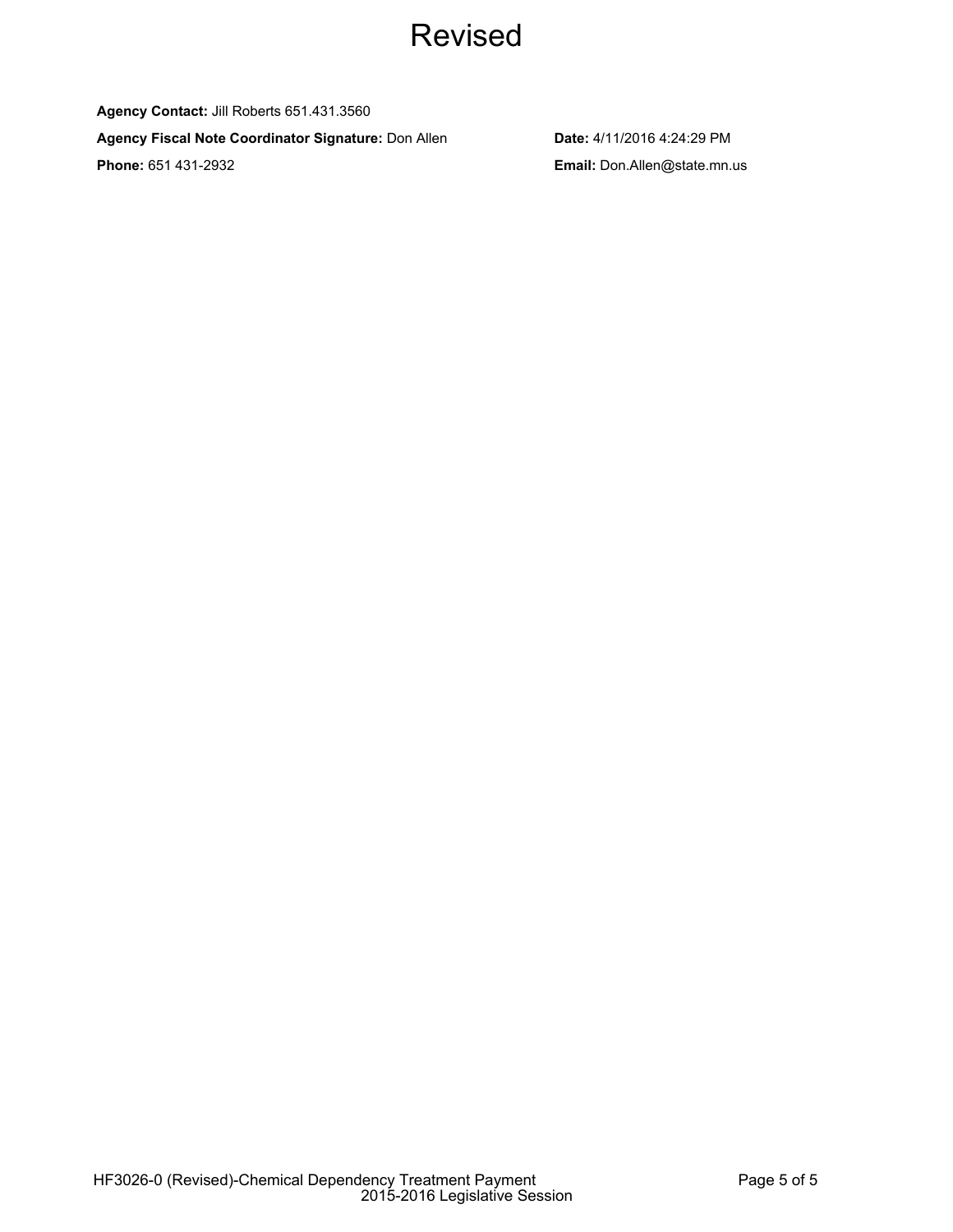**Agency Contact:** Jill Roberts 651.431.3560

**Agency Fiscal Note Coordinator Signature:** Don Allen

**Date:** 4/11/2016 4:24:29 PM

**Phone:** 651 431-2932

**Email:** Don.Allen@state.mn.us